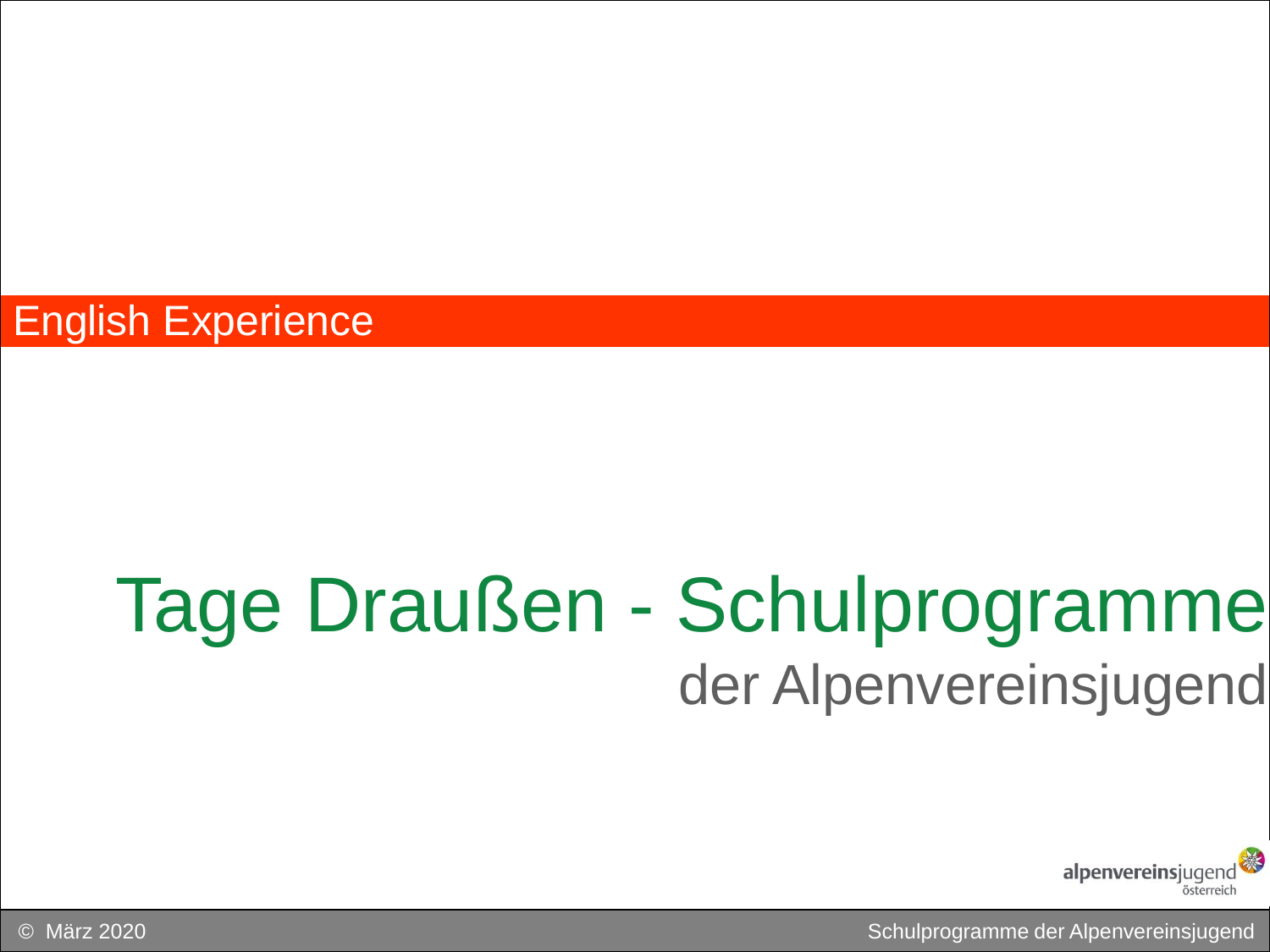English Experience

# Tage Draußen - Schulprogramme

## der Alpenvereinsjugend

alpenvereinsjugend österreich

© März 2020

Schulprogramme der Alpenvereinsjugend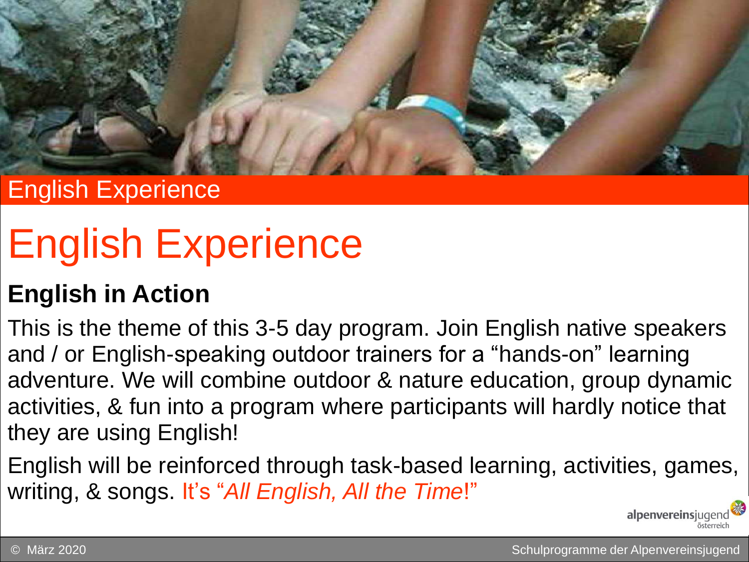English Experience

# English Experience

## English in Action

This is the theme of this 3-5 day program. Join English native speakers and / or English-speaking outdoor trainers for a "hands-on" learning adventure. We will combine outdoor & nature education, group dynamic activities, & fun into a program where participants will hardly notice that they are using English!

English will be reinforced through task-based learning, activities, games, writing, & songs. It's "*All English, All the Time*!"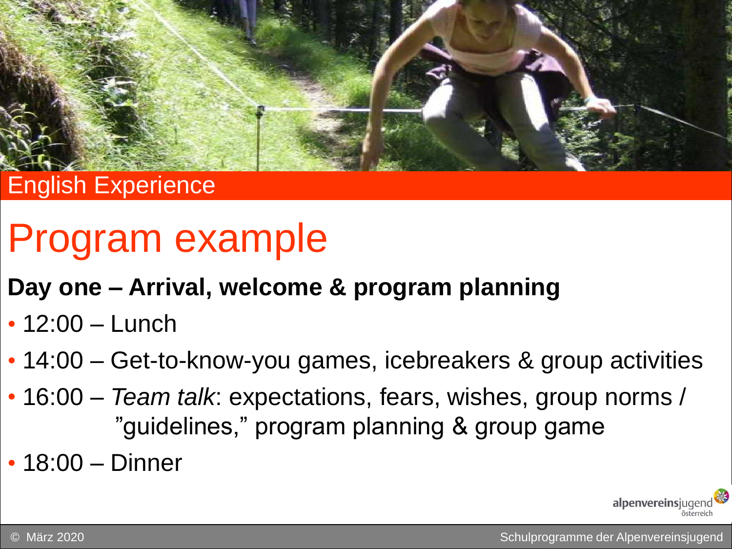English Experience

# Program example

**Day one – Arrival, welcome & program planning**

- 12:00 – Lunch
- 14:00 – Get-to-know-you games, icebreakers & group activities
- 16:00 – *Team talk*: expectations, fears, wishes, group norms / "guidelines," program planning & group game
- 18:00 – Dinner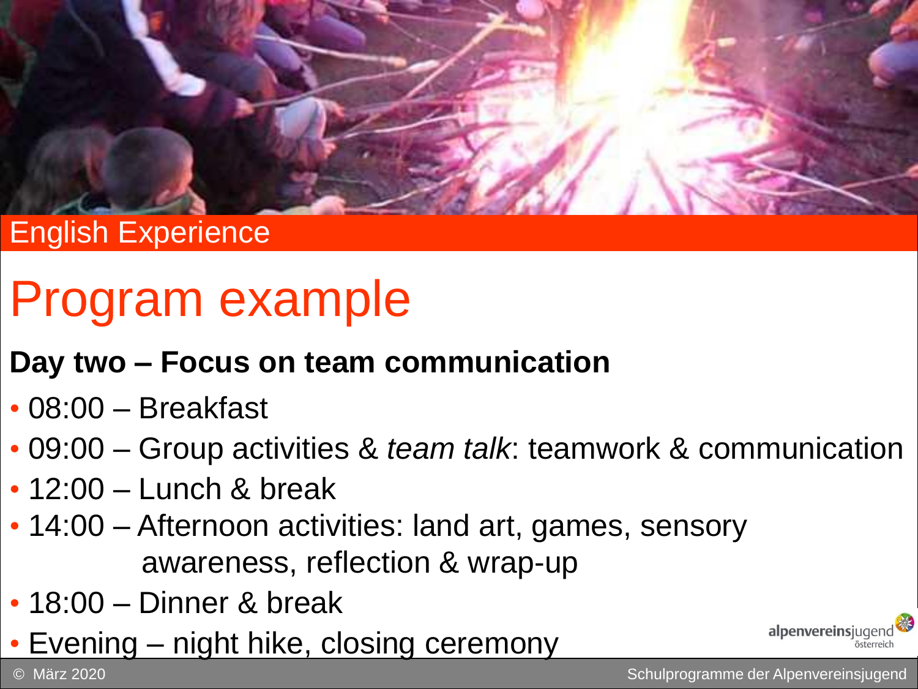English Experience

# Program example

## Day two – Focus on team communication

- 08:00 – Breakfast
- 09:00 – Group activities & *team talk*: teamwork & communication
- 12:00 – Lunch & break
- 14:00 – Afternoon activities: land art, games, sensory awareness, reflection & wrap-up
- 18:00 – Dinner & break
- Evening – night hike, closing ceremony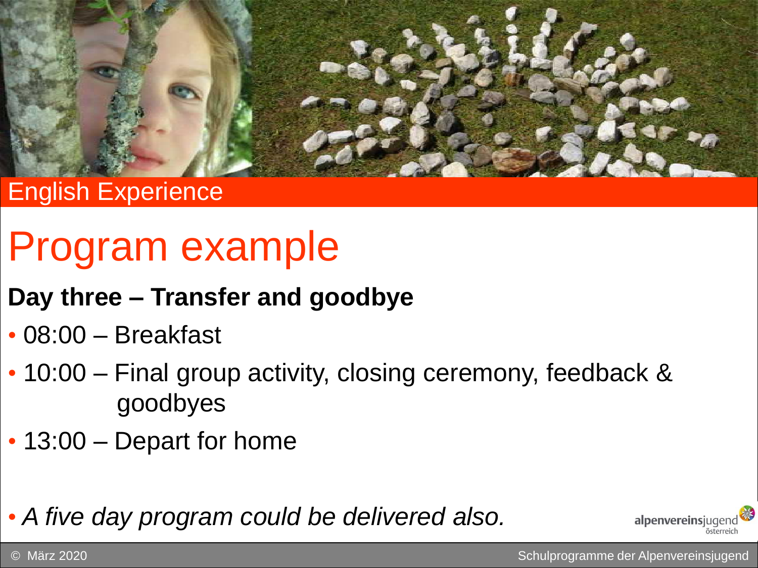English Experience

# Program example

**Day three – Transfer and goodbye**

- 08:00 – Breakfast
- 10:00 – Final group activity, closing ceremony, feedback & goodbyes
- 13:00 – Depart for home

- *A five day program could be delivered also.*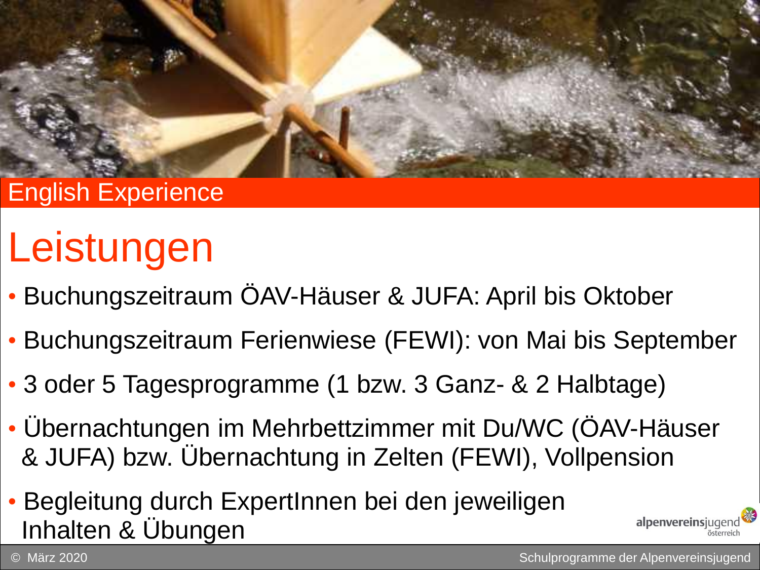English Experience

# Leistungen

- Buchungszeitraum ÖAV-Häuser & JUFA: April bis Oktober
- Buchungszeitraum Ferienwiese (FEWI): von Mai bis September
- 3 oder 5 Tagesprogramme (1 bzw. 3 Ganz- & 2 Halbtage)
- Übernachtungen im Mehrbettzimmer mit Du/WC (ÖAV-Häuser & JUFA) bzw. Übernachtung in Zelten (FEWI), Vollpension
- Begleitung durch ExpertInnen bei den jeweiligen Inhalten & Übungen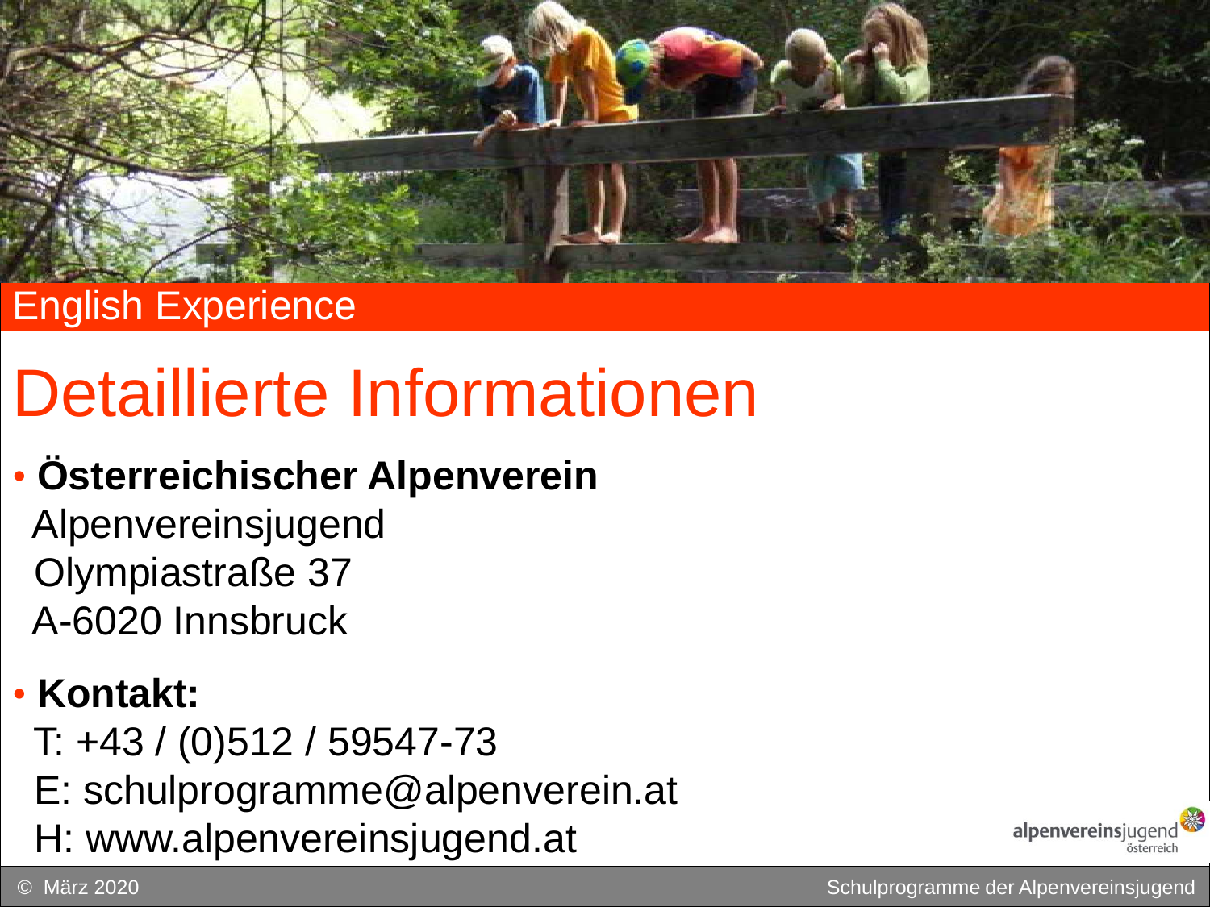English Experience

# Detaillierte Informationen

- **Österreichischer Alpenverein**
  Alpenvereinsjugend
  Olympiastraße 37
  A-6020 Innsbruck

- **Kontakt:**
  T: +43 / (0)512 / 59547-73
  E: schulprogramme@alpenverein.at
  H: www.alpenvereinsjugend.at